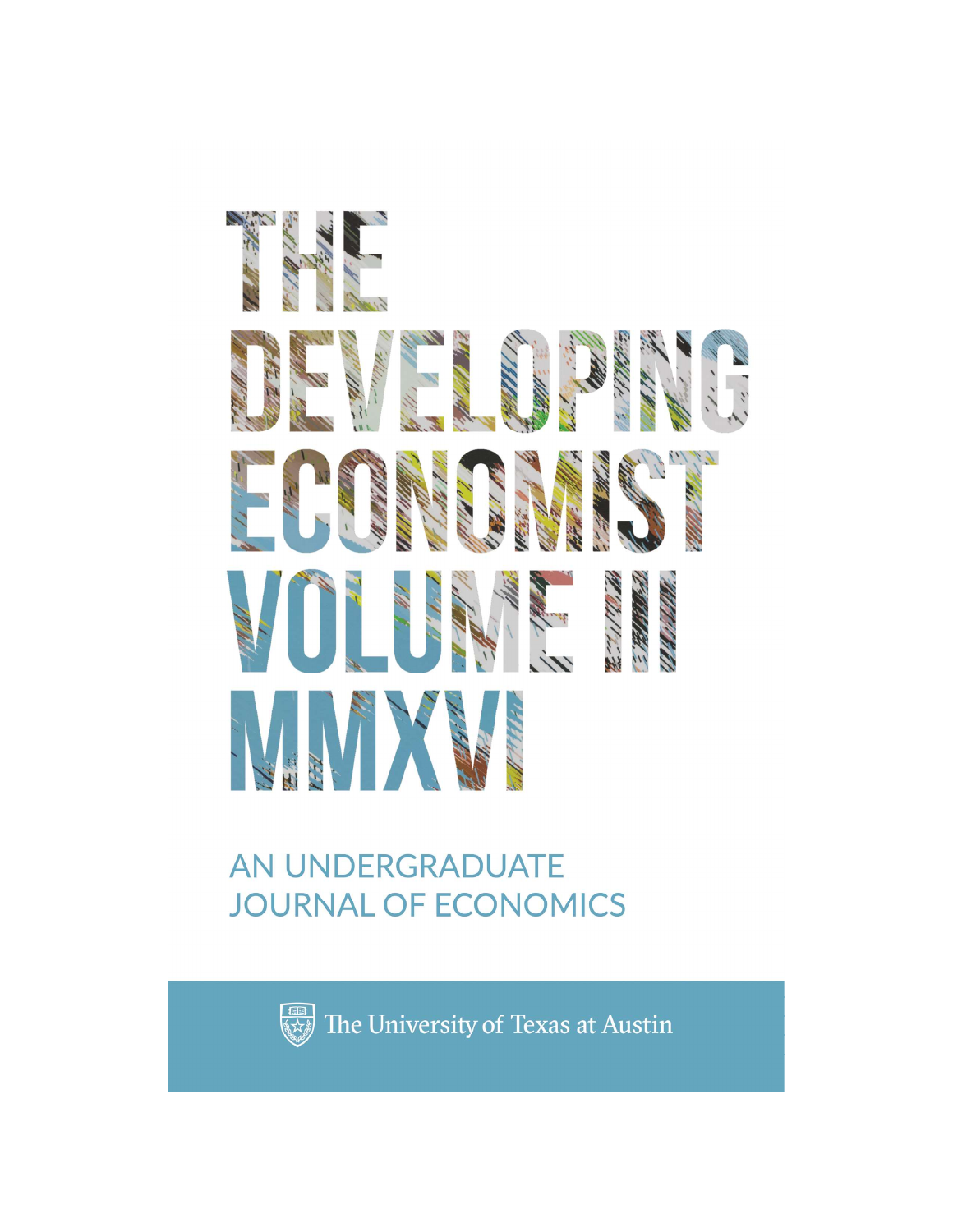# THE DEVELOPING ECONOMIST VOLUME III MMXVI

AN UNDERGRADUATE JOURNAL OF ECONOMICS

The University of Texas at Austin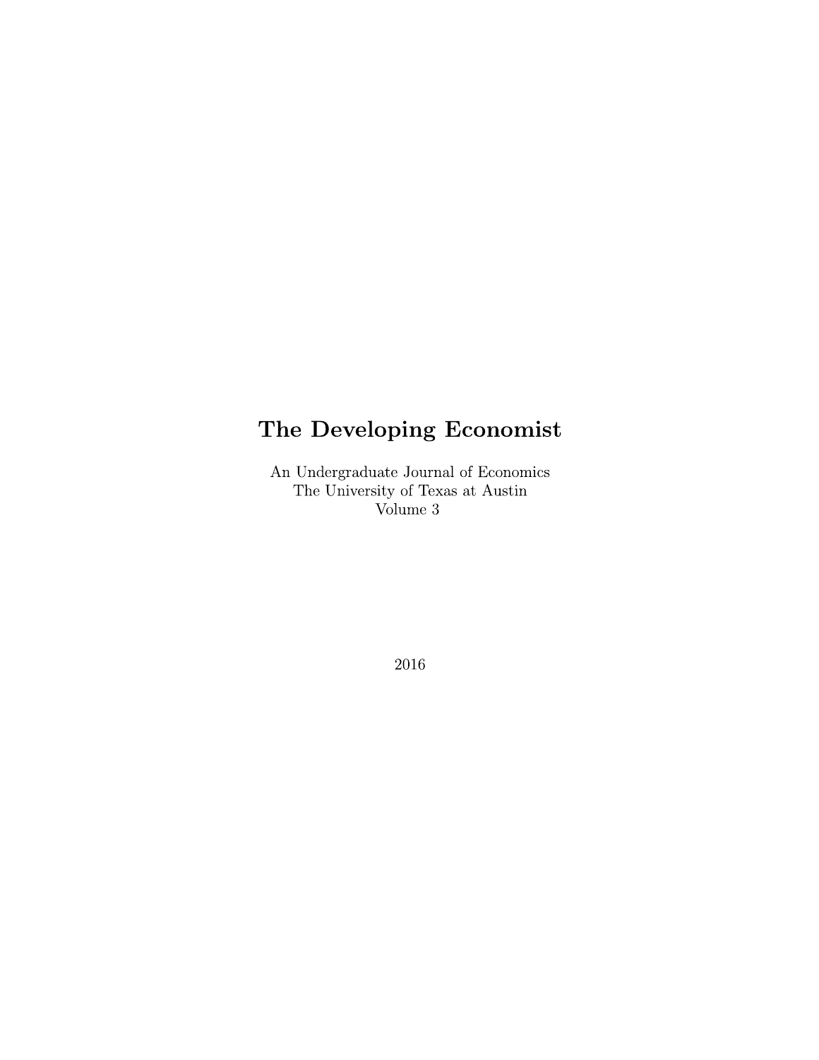# The Developing Economist

An Undergraduate Journal of Economics
The University of Texas at Austin
Volume 3

2016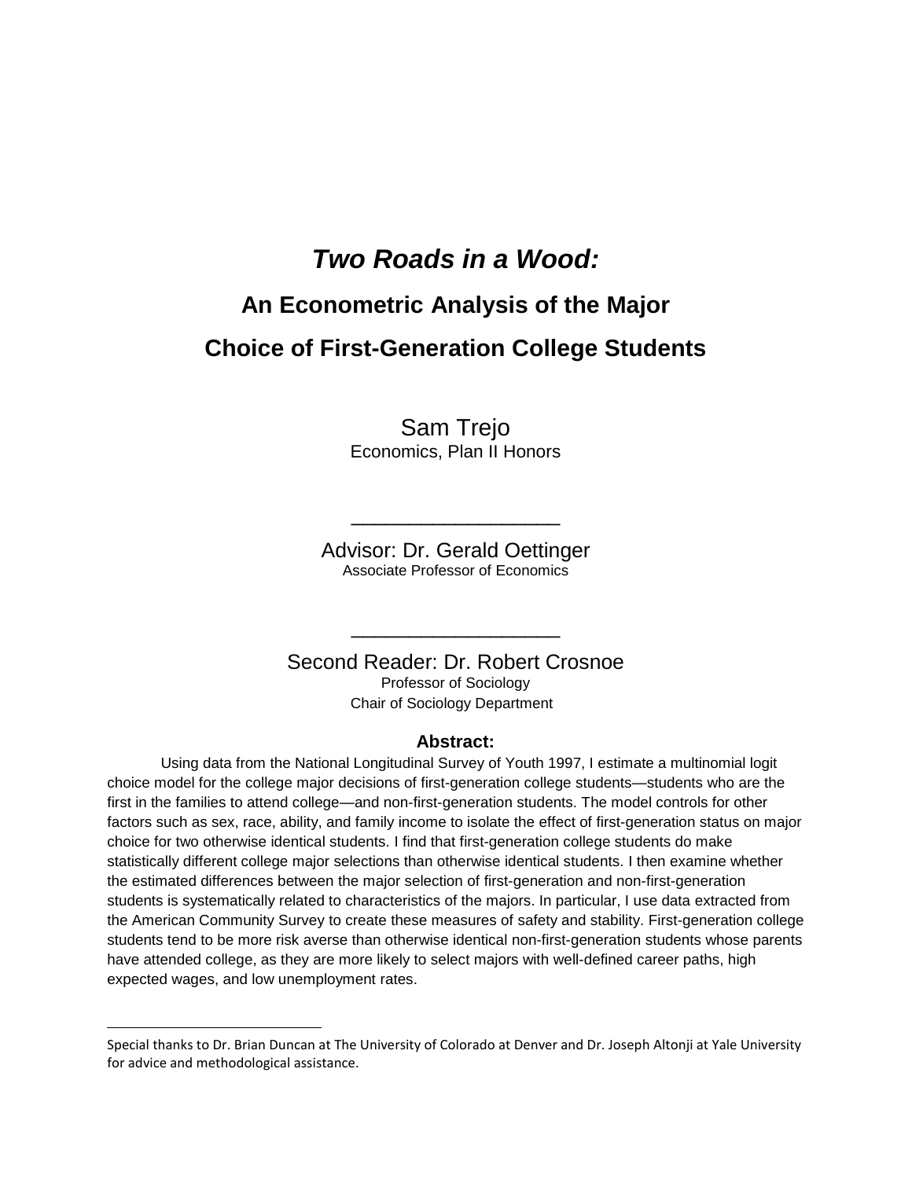// Title page

# *Two Roads in a Wood:*

## An Econometric Analysis of the Major Choice of First-Generation College Students

Sam Trejo
Economics, Plan II Honors

\_\_\_\_\_\_\_\_\_\_\_\_\_\_\_\_\_\_\_\_\_\_\_\_\_\_\_\_

Advisor: Dr. Gerald Oettinger
Associate Professor of Economics

\_\_\_\_\_\_\_\_\_\_\_\_\_\_\_\_\_\_\_\_\_\_\_\_\_\_\_\_

Second Reader: Dr. Robert Crosnoe
Professor of Sociology
Chair of Sociology Department

**Abstract:**

Using data from the National Longitudinal Survey of Youth 1997, I estimate a multinomial logit choice model for the college major decisions of first-generation college students—students who are the first in the families to attend college—and non-first-generation students. The model controls for other factors such as sex, race, ability, and family income to isolate the effect of first-generation status on major choice for two otherwise identical students. I find that first-generation college students do make statistically different college major selections than otherwise identical students. I then examine whether the estimated differences between the major selection of first-generation and non-first-generation students is systematically related to characteristics of the majors. In particular, I use data extracted from the American Community Survey to create these measures of safety and stability. First-generation college students tend to be more risk averse than otherwise identical non-first-generation students whose parents have attended college, as they are more likely to select majors with well-defined career paths, high expected wages, and low unemployment rates.

---

Special thanks to Dr. Brian Duncan at The University of Colorado at Denver and Dr. Joseph Altonji at Yale University for advice and methodological assistance.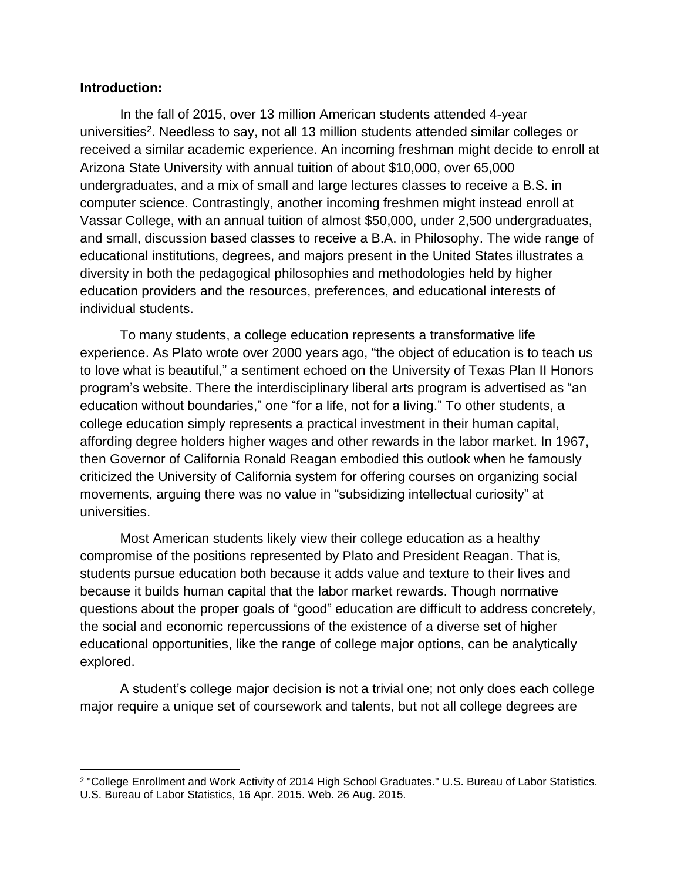**Introduction:**

In the fall of 2015, over 13 million American students attended 4-year universities[2]. Needless to say, not all 13 million students attended similar colleges or received a similar academic experience. An incoming freshman might decide to enroll at Arizona State University with annual tuition of about $10,000, over 65,000 undergraduates, and a mix of small and large lectures classes to receive a B.S. in computer science. Contrastingly, another incoming freshmen might instead enroll at Vassar College, with an annual tuition of almost $50,000, under 2,500 undergraduates, and small, discussion based classes to receive a B.A. in Philosophy. The wide range of educational institutions, degrees, and majors present in the United States illustrates a diversity in both the pedagogical philosophies and methodologies held by higher education providers and the resources, preferences, and educational interests of individual students.

To many students, a college education represents a transformative life experience. As Plato wrote over 2000 years ago, "the object of education is to teach us to love what is beautiful," a sentiment echoed on the University of Texas Plan II Honors program's website. There the interdisciplinary liberal arts program is advertised as "an education without boundaries," one "for a life, not for a living." To other students, a college education simply represents a practical investment in their human capital, affording degree holders higher wages and other rewards in the labor market. In 1967, then Governor of California Ronald Reagan embodied this outlook when he famously criticized the University of California system for offering courses on organizing social movements, arguing there was no value in "subsidizing intellectual curiosity" at universities.

Most American students likely view their college education as a healthy compromise of the positions represented by Plato and President Reagan. That is, students pursue education both because it adds value and texture to their lives and because it builds human capital that the labor market rewards. Though normative questions about the proper goals of "good" education are difficult to address concretely, the social and economic repercussions of the existence of a diverse set of higher educational opportunities, like the range of college major options, can be analytically explored.

A student's college major decision is not a trivial one; not only does each college major require a unique set of coursework and talents, but not all college degrees are

[2] "College Enrollment and Work Activity of 2014 High School Graduates." U.S. Bureau of Labor Statistics. U.S. Bureau of Labor Statistics, 16 Apr. 2015. Web. 26 Aug. 2015.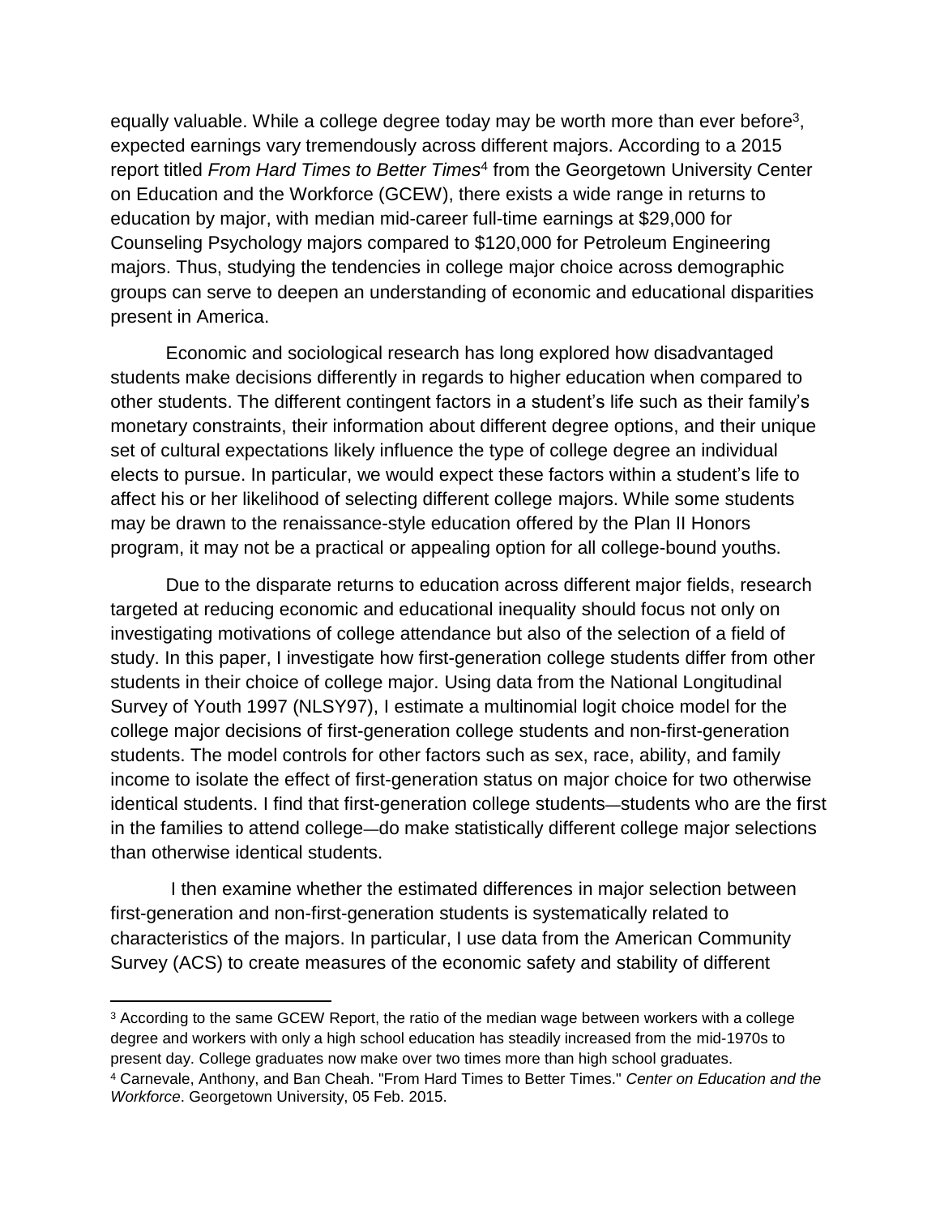equally valuable. While a college degree today may be worth more than ever before[3], expected earnings vary tremendously across different majors. According to a 2015 report titled *From Hard Times to Better Times*[4] from the Georgetown University Center on Education and the Workforce (GCEW), there exists a wide range in returns to education by major, with median mid-career full-time earnings at $29,000 for Counseling Psychology majors compared to $120,000 for Petroleum Engineering majors. Thus, studying the tendencies in college major choice across demographic groups can serve to deepen an understanding of economic and educational disparities present in America.

Economic and sociological research has long explored how disadvantaged students make decisions differently in regards to higher education when compared to other students. The different contingent factors in a student's life such as their family's monetary constraints, their information about different degree options, and their unique set of cultural expectations likely influence the type of college degree an individual elects to pursue. In particular, we would expect these factors within a student's life to affect his or her likelihood of selecting different college majors. While some students may be drawn to the renaissance-style education offered by the Plan II Honors program, it may not be a practical or appealing option for all college-bound youths.

Due to the disparate returns to education across different major fields, research targeted at reducing economic and educational inequality should focus not only on investigating motivations of college attendance but also of the selection of a field of study. In this paper, I investigate how first-generation college students differ from other students in their choice of college major. Using data from the National Longitudinal Survey of Youth 1997 (NLSY97), I estimate a multinomial logit choice model for the college major decisions of first-generation college students and non-first-generation students. The model controls for other factors such as sex, race, ability, and family income to isolate the effect of first-generation status on major choice for two otherwise identical students. I find that first-generation college students—students who are the first in the families to attend college—do make statistically different college major selections than otherwise identical students.

I then examine whether the estimated differences in major selection between first-generation and non-first-generation students is systematically related to characteristics of the majors. In particular, I use data from the American Community Survey (ACS) to create measures of the economic safety and stability of different

[3] According to the same GCEW Report, the ratio of the median wage between workers with a college degree and workers with only a high school education has steadily increased from the mid-1970s to present day. College graduates now make over two times more than high school graduates.

[4] Carnevale, Anthony, and Ban Cheah. "From Hard Times to Better Times." *Center on Education and the Workforce*. Georgetown University, 05 Feb. 2015.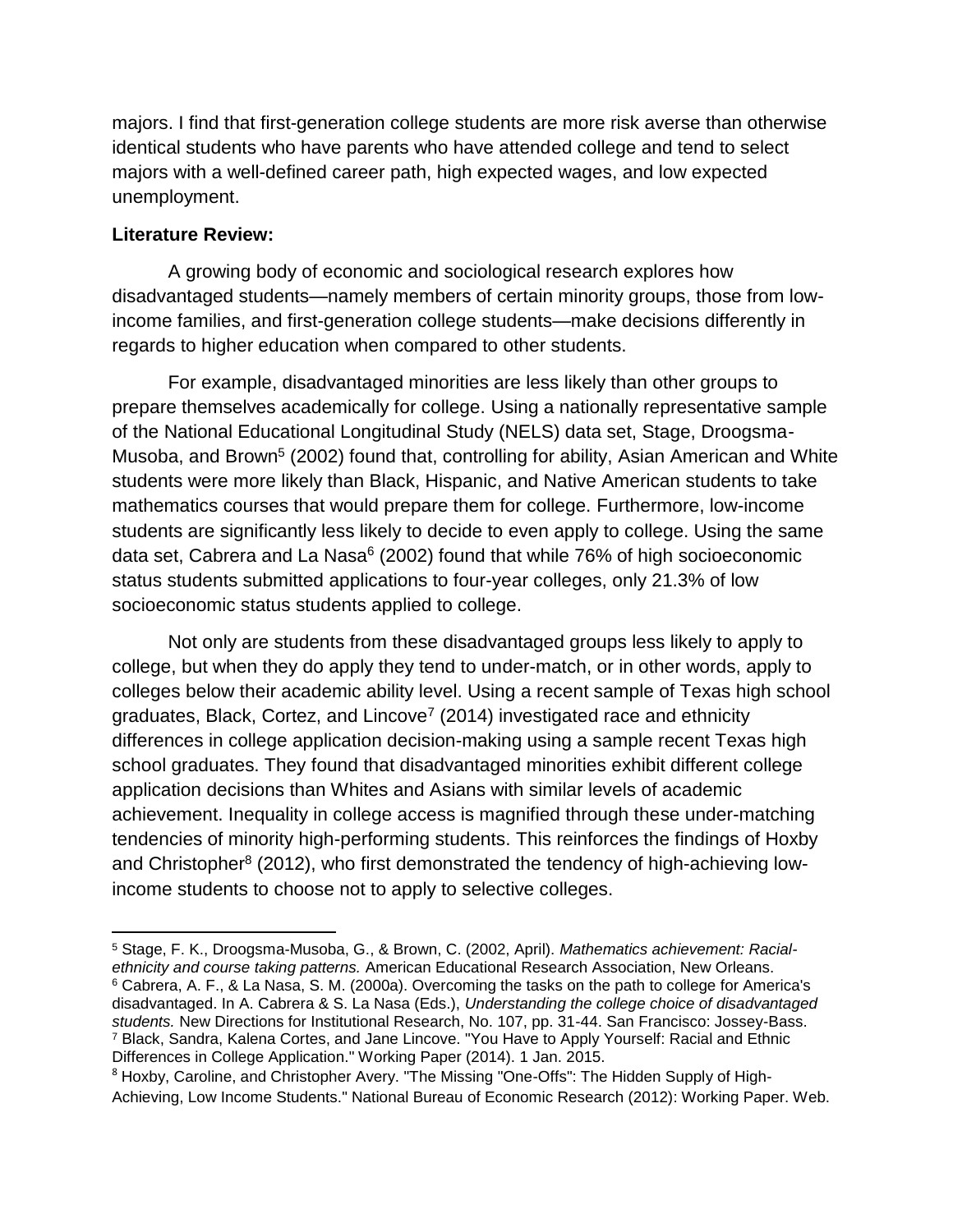majors. I find that first-generation college students are more risk averse than otherwise identical students who have parents who have attended college and tend to select majors with a well-defined career path, high expected wages, and low expected unemployment.

**Literature Review:**

A growing body of economic and sociological research explores how disadvantaged students—namely members of certain minority groups, those from low-income families, and first-generation college students—make decisions differently in regards to higher education when compared to other students.

For example, disadvantaged minorities are less likely than other groups to prepare themselves academically for college. Using a nationally representative sample of the National Educational Longitudinal Study (NELS) data set, Stage, Droogsma-Musoba, and Brown[5] (2002) found that, controlling for ability, Asian American and White students were more likely than Black, Hispanic, and Native American students to take mathematics courses that would prepare them for college. Furthermore, low-income students are significantly less likely to decide to even apply to college. Using the same data set, Cabrera and La Nasa[6] (2002) found that while 76% of high socioeconomic status students submitted applications to four-year colleges, only 21.3% of low socioeconomic status students applied to college.

Not only are students from these disadvantaged groups less likely to apply to college, but when they do apply they tend to under-match, or in other words, apply to colleges below their academic ability level. Using a recent sample of Texas high school graduates, Black, Cortez, and Lincove[7] (2014) investigated race and ethnicity differences in college application decision-making using a sample recent Texas high school graduates. They found that disadvantaged minorities exhibit different college application decisions than Whites and Asians with similar levels of academic achievement. Inequality in college access is magnified through these under-matching tendencies of minority high-performing students. This reinforces the findings of Hoxby and Christopher[8] (2012), who first demonstrated the tendency of high-achieving low-income students to choose not to apply to selective colleges.

---

[5] Stage, F. K., Droogsma-Musoba, G., & Brown, C. (2002, April). *Mathematics achievement: Racial-ethnicity and course taking patterns.* American Educational Research Association, New Orleans.

[6] Cabrera, A. F., & La Nasa, S. M. (2000a). Overcoming the tasks on the path to college for America's disadvantaged. In A. Cabrera & S. La Nasa (Eds.), *Understanding the college choice of disadvantaged students.* New Directions for Institutional Research, No. 107, pp. 31-44. San Francisco: Jossey-Bass.

[7] Black, Sandra, Kalena Cortes, and Jane Lincove. "You Have to Apply Yourself: Racial and Ethnic Differences in College Application." Working Paper (2014). 1 Jan. 2015.

[8] Hoxby, Caroline, and Christopher Avery. "The Missing "One-Offs": The Hidden Supply of High-Achieving, Low Income Students." National Bureau of Economic Research (2012): Working Paper. Web.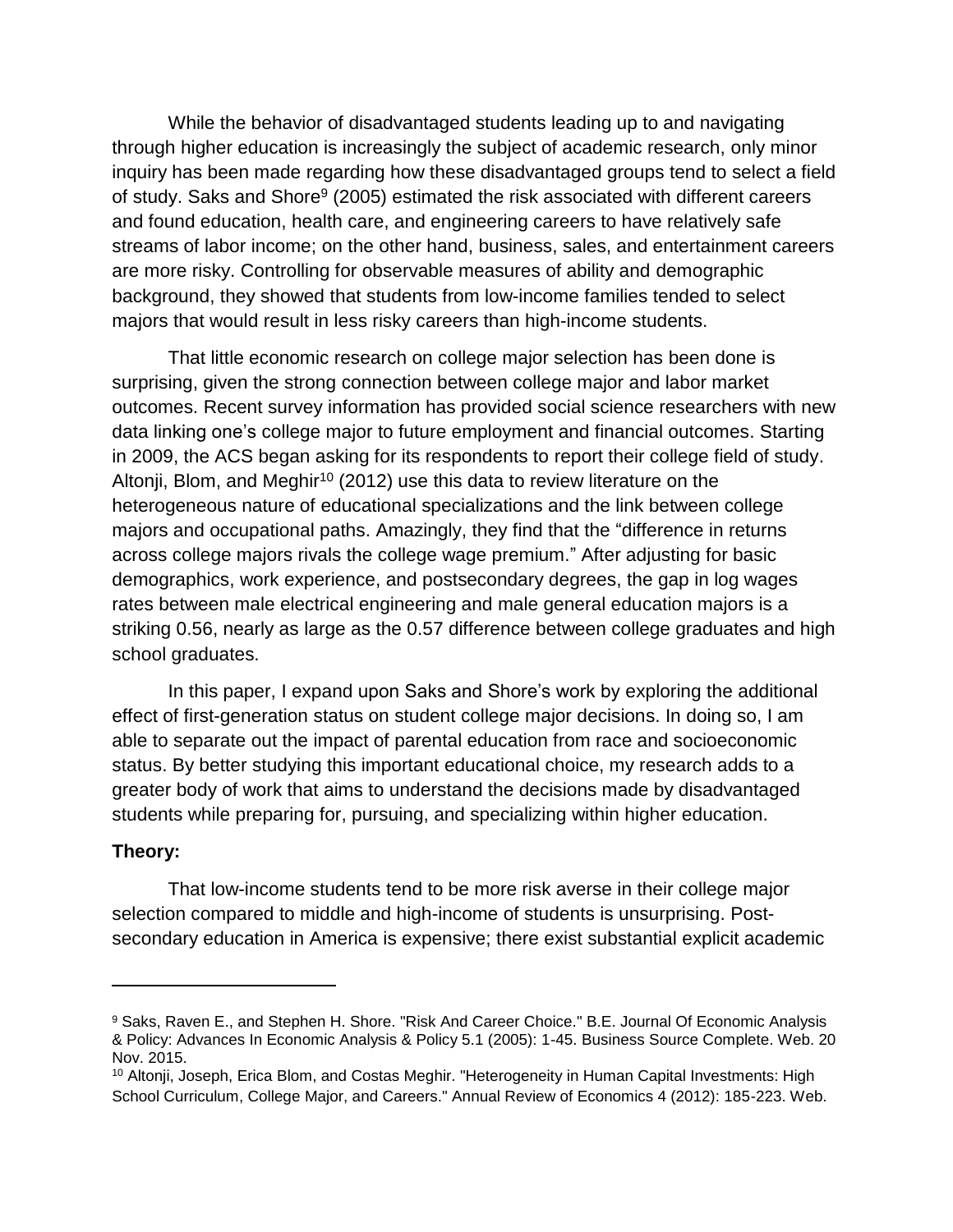While the behavior of disadvantaged students leading up to and navigating through higher education is increasingly the subject of academic research, only minor inquiry has been made regarding how these disadvantaged groups tend to select a field of study. Saks and Shore[9] (2005) estimated the risk associated with different careers and found education, health care, and engineering careers to have relatively safe streams of labor income; on the other hand, business, sales, and entertainment careers are more risky. Controlling for observable measures of ability and demographic background, they showed that students from low-income families tended to select majors that would result in less risky careers than high-income students.

That little economic research on college major selection has been done is surprising, given the strong connection between college major and labor market outcomes. Recent survey information has provided social science researchers with new data linking one's college major to future employment and financial outcomes. Starting in 2009, the ACS began asking for its respondents to report their college field of study. Altonji, Blom, and Meghir[10] (2012) use this data to review literature on the heterogeneous nature of educational specializations and the link between college majors and occupational paths. Amazingly, they find that the "difference in returns across college majors rivals the college wage premium." After adjusting for basic demographics, work experience, and postsecondary degrees, the gap in log wages rates between male electrical engineering and male general education majors is a striking 0.56, nearly as large as the 0.57 difference between college graduates and high school graduates.

In this paper, I expand upon Saks and Shore's work by exploring the additional effect of first-generation status on student college major decisions. In doing so, I am able to separate out the impact of parental education from race and socioeconomic status. By better studying this important educational choice, my research adds to a greater body of work that aims to understand the decisions made by disadvantaged students while preparing for, pursuing, and specializing within higher education.

**Theory:**

That low-income students tend to be more risk averse in their college major selection compared to middle and high-income of students is unsurprising. Post-secondary education in America is expensive; there exist substantial explicit academic

---

[9] Saks, Raven E., and Stephen H. Shore. "Risk And Career Choice." B.E. Journal Of Economic Analysis & Policy: Advances In Economic Analysis & Policy 5.1 (2005): 1-45. Business Source Complete. Web. 20 Nov. 2015.

[10] Altonji, Joseph, Erica Blom, and Costas Meghir. "Heterogeneity in Human Capital Investments: High School Curriculum, College Major, and Careers." Annual Review of Economics 4 (2012): 185-223. Web.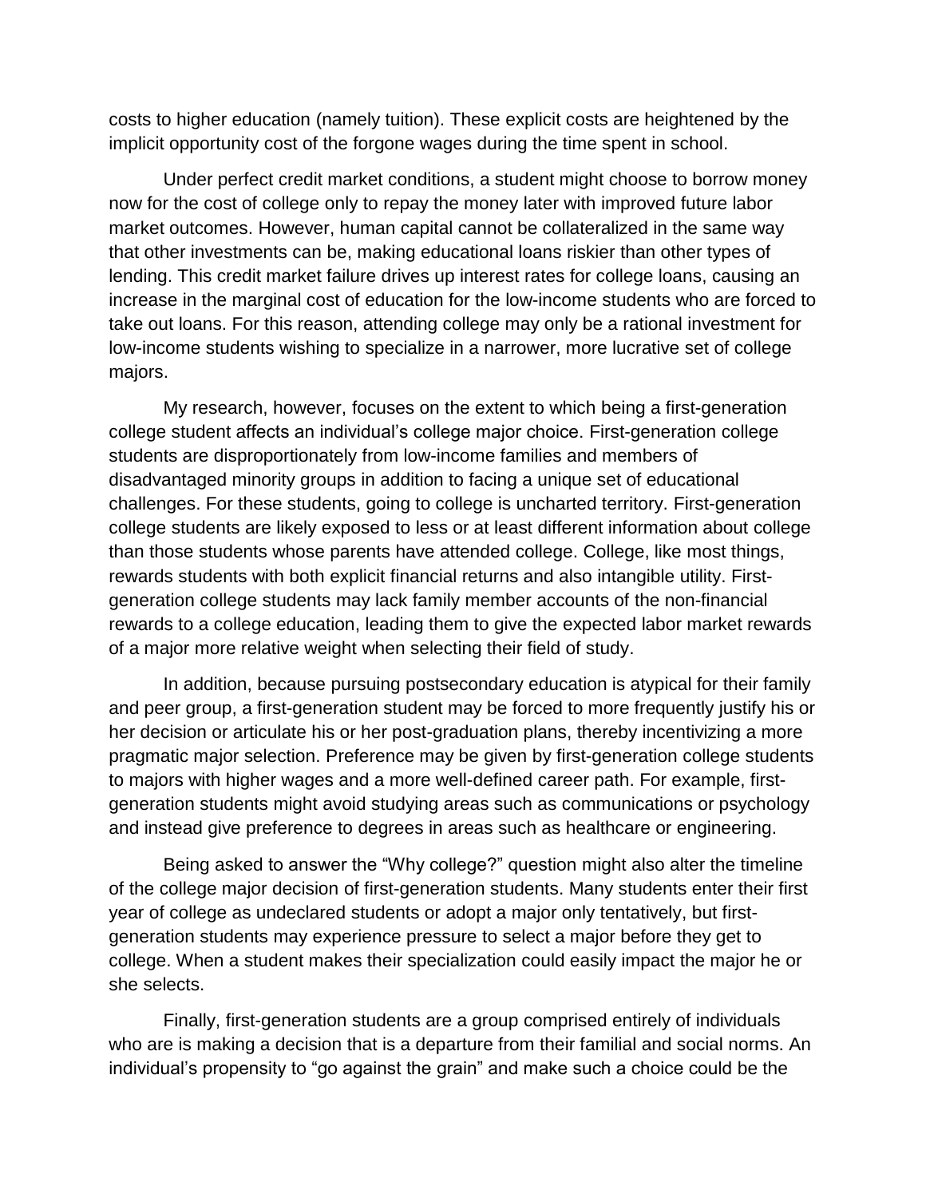costs to higher education (namely tuition). These explicit costs are heightened by the implicit opportunity cost of the forgone wages during the time spent in school.

Under perfect credit market conditions, a student might choose to borrow money now for the cost of college only to repay the money later with improved future labor market outcomes. However, human capital cannot be collateralized in the same way that other investments can be, making educational loans riskier than other types of lending. This credit market failure drives up interest rates for college loans, causing an increase in the marginal cost of education for the low-income students who are forced to take out loans. For this reason, attending college may only be a rational investment for low-income students wishing to specialize in a narrower, more lucrative set of college majors.

My research, however, focuses on the extent to which being a first-generation college student affects an individual's college major choice. First-generation college students are disproportionately from low-income families and members of disadvantaged minority groups in addition to facing a unique set of educational challenges. For these students, going to college is uncharted territory. First-generation college students are likely exposed to less or at least different information about college than those students whose parents have attended college. College, like most things, rewards students with both explicit financial returns and also intangible utility. First-generation college students may lack family member accounts of the non-financial rewards to a college education, leading them to give the expected labor market rewards of a major more relative weight when selecting their field of study.

In addition, because pursuing postsecondary education is atypical for their family and peer group, a first-generation student may be forced to more frequently justify his or her decision or articulate his or her post-graduation plans, thereby incentivizing a more pragmatic major selection. Preference may be given by first-generation college students to majors with higher wages and a more well-defined career path. For example, first-generation students might avoid studying areas such as communications or psychology and instead give preference to degrees in areas such as healthcare or engineering.

Being asked to answer the "Why college?" question might also alter the timeline of the college major decision of first-generation students. Many students enter their first year of college as undeclared students or adopt a major only tentatively, but first-generation students may experience pressure to select a major before they get to college. When a student makes their specialization could easily impact the major he or she selects.

Finally, first-generation students are a group comprised entirely of individuals who are is making a decision that is a departure from their familial and social norms. An individual's propensity to "go against the grain" and make such a choice could be the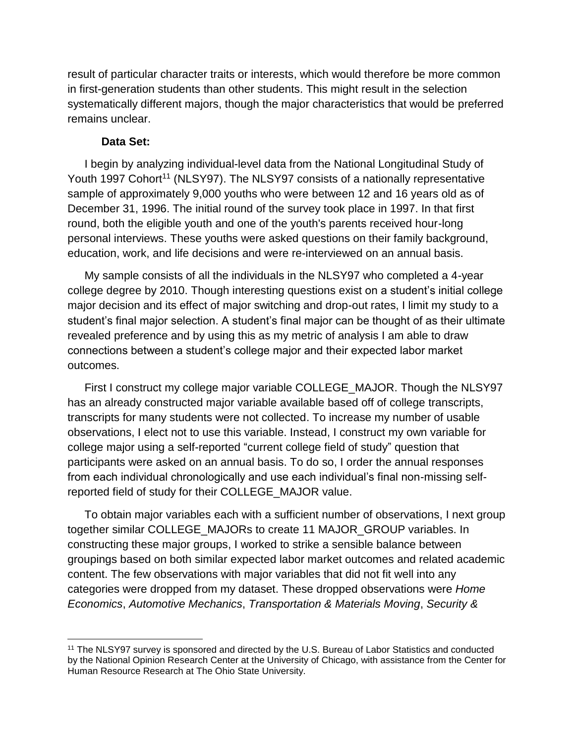result of particular character traits or interests, which would therefore be more common in first-generation students than other students. This might result in the selection systematically different majors, though the major characteristics that would be preferred remains unclear.

**Data Set:**

I begin by analyzing individual-level data from the National Longitudinal Study of Youth 1997 Cohort[11] (NLSY97). The NLSY97 consists of a nationally representative sample of approximately 9,000 youths who were between 12 and 16 years old as of December 31, 1996. The initial round of the survey took place in 1997. In that first round, both the eligible youth and one of the youth's parents received hour-long personal interviews. These youths were asked questions on their family background, education, work, and life decisions and were re-interviewed on an annual basis.

My sample consists of all the individuals in the NLSY97 who completed a 4-year college degree by 2010. Though interesting questions exist on a student's initial college major decision and its effect of major switching and drop-out rates, I limit my study to a student's final major selection. A student's final major can be thought of as their ultimate revealed preference and by using this as my metric of analysis I am able to draw connections between a student's college major and their expected labor market outcomes.

First I construct my college major variable COLLEGE_MAJOR. Though the NLSY97 has an already constructed major variable available based off of college transcripts, transcripts for many students were not collected. To increase my number of usable observations, I elect not to use this variable. Instead, I construct my own variable for college major using a self-reported "current college field of study" question that participants were asked on an annual basis. To do so, I order the annual responses from each individual chronologically and use each individual's final non-missing self-reported field of study for their COLLEGE_MAJOR value.

To obtain major variables each with a sufficient number of observations, I next group together similar COLLEGE_MAJORs to create 11 MAJOR_GROUP variables. In constructing these major groups, I worked to strike a sensible balance between groupings based on both similar expected labor market outcomes and related academic content. The few observations with major variables that did not fit well into any categories were dropped from my dataset. These dropped observations were *Home Economics*, *Automotive Mechanics*, *Transportation & Materials Moving*, *Security &*

[11] The NLSY97 survey is sponsored and directed by the U.S. Bureau of Labor Statistics and conducted by the National Opinion Research Center at the University of Chicago, with assistance from the Center for Human Resource Research at The Ohio State University.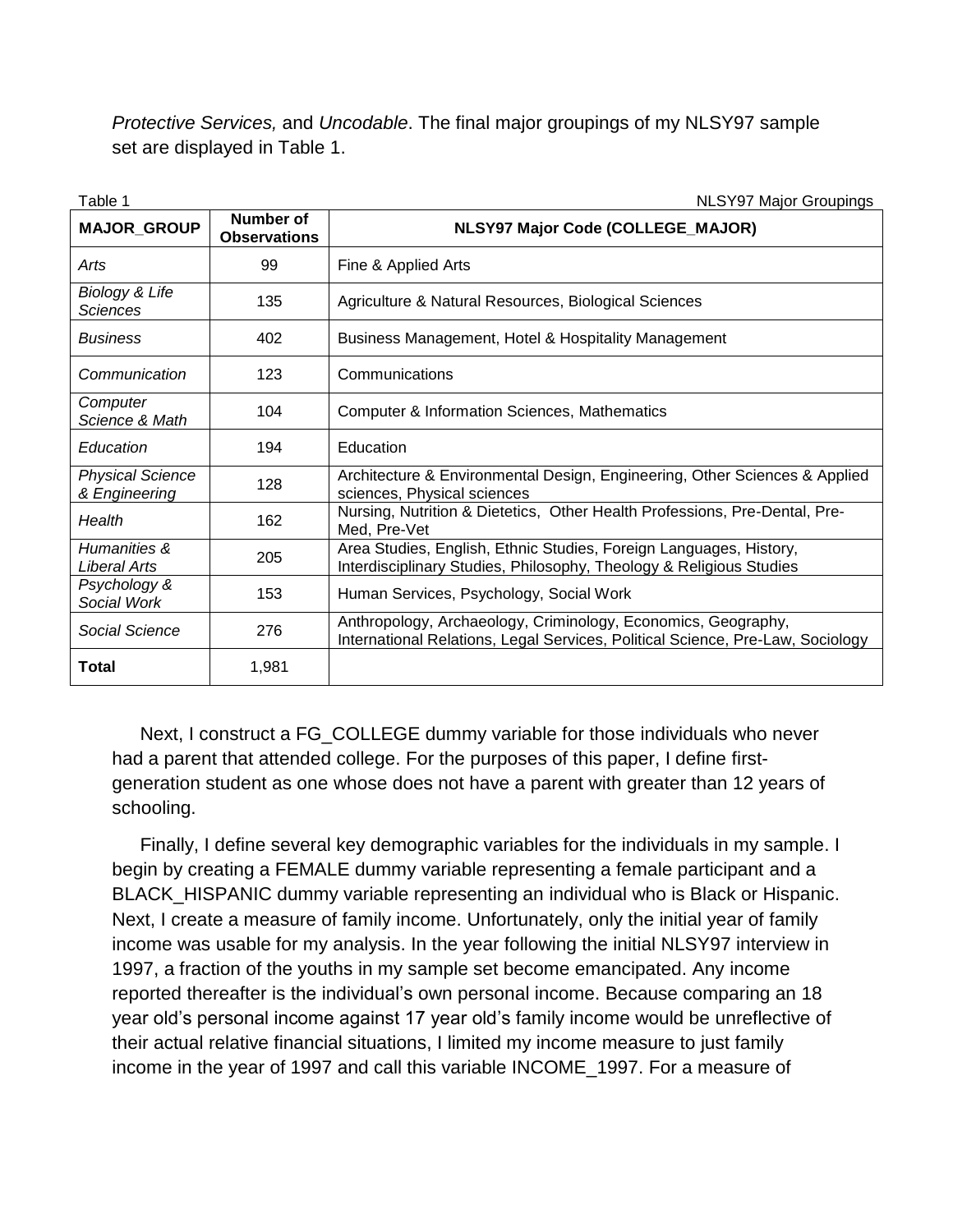*Protective Services,* and *Uncodable*. The final major groupings of my NLSY97 sample set are displayed in Table 1.

Table 1 NLSY97 Major Groupings

| MAJOR_GROUP | Number of Observations | NLSY97 Major Code (COLLEGE_MAJOR) |
|---|---|---|
| *Arts* | 99 | Fine & Applied Arts |
| *Biology & Life Sciences* | 135 | Agriculture & Natural Resources, Biological Sciences |
| *Business* | 402 | Business Management, Hotel & Hospitality Management |
| *Communication* | 123 | Communications |
| *Computer Science & Math* | 104 | Computer & Information Sciences, Mathematics |
| *Education* | 194 | Education |
| *Physical Science & Engineering* | 128 | Architecture & Environmental Design, Engineering, Other Sciences & Applied sciences, Physical sciences |
| *Health* | 162 | Nursing, Nutrition & Dietetics, Other Health Professions, Pre-Dental, Pre-Med, Pre-Vet |
| *Humanities & Liberal Arts* | 205 | Area Studies, English, Ethnic Studies, Foreign Languages, History, Interdisciplinary Studies, Philosophy, Theology & Religious Studies |
| *Psychology & Social Work* | 153 | Human Services, Psychology, Social Work |
| *Social Science* | 276 | Anthropology, Archaeology, Criminology, Economics, Geography, International Relations, Legal Services, Political Science, Pre-Law, Sociology |
| **Total** | 1,981 | |

Next, I construct a FG_COLLEGE dummy variable for those individuals who never had a parent that attended college. For the purposes of this paper, I define first-generation student as one whose does not have a parent with greater than 12 years of schooling.

Finally, I define several key demographic variables for the individuals in my sample. I begin by creating a FEMALE dummy variable representing a female participant and a BLACK_HISPANIC dummy variable representing an individual who is Black or Hispanic. Next, I create a measure of family income. Unfortunately, only the initial year of family income was usable for my analysis. In the year following the initial NLSY97 interview in 1997, a fraction of the youths in my sample set become emancipated. Any income reported thereafter is the individual's own personal income. Because comparing an 18 year old's personal income against 17 year old's family income would be unreflective of their actual relative financial situations, I limited my income measure to just family income in the year of 1997 and call this variable INCOME_1997. For a measure of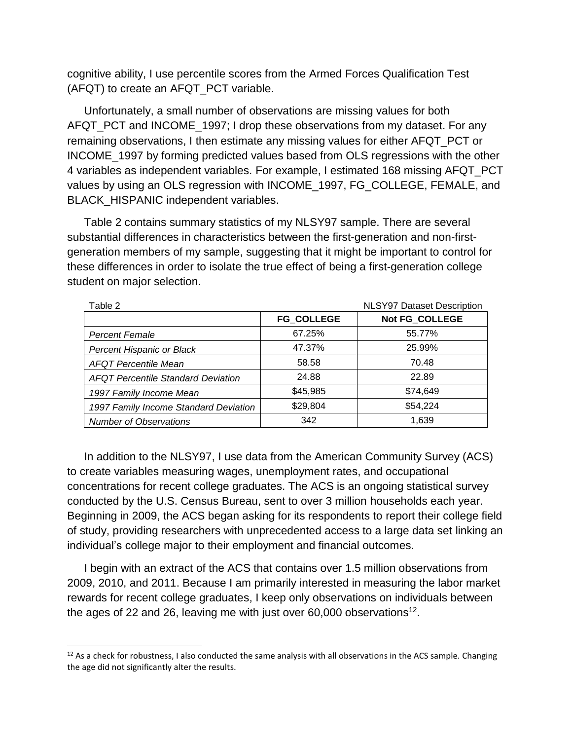cognitive ability, I use percentile scores from the Armed Forces Qualification Test (AFQT) to create an AFQT_PCT variable.

Unfortunately, a small number of observations are missing values for both AFQT_PCT and INCOME_1997; I drop these observations from my dataset. For any remaining observations, I then estimate any missing values for either AFQT_PCT or INCOME_1997 by forming predicted values based from OLS regressions with the other 4 variables as independent variables. For example, I estimated 168 missing AFQT_PCT values by using an OLS regression with INCOME_1997, FG_COLLEGE, FEMALE, and BLACK_HISPANIC independent variables.

Table 2 contains summary statistics of my NLSY97 sample. There are several substantial differences in characteristics between the first-generation and non-first-generation members of my sample, suggesting that it might be important to control for these differences in order to isolate the true effect of being a first-generation college student on major selection.

Table 2 — NLSY97 Dataset Description

| | **FG_COLLEGE** | **Not FG_COLLEGE** |
|---|---|---|
| *Percent Female* | 67.25% | 55.77% |
| *Percent Hispanic or Black* | 47.37% | 25.99% |
| *AFQT Percentile Mean* | 58.58 | 70.48 |
| *AFQT Percentile Standard Deviation* | 24.88 | 22.89 |
| *1997 Family Income Mean* | $45,985 | $74,649 |
| *1997 Family Income Standard Deviation* | $29,804 | $54,224 |
| *Number of Observations* | 342 | 1,639 |

In addition to the NLSY97, I use data from the American Community Survey (ACS) to create variables measuring wages, unemployment rates, and occupational concentrations for recent college graduates. The ACS is an ongoing statistical survey conducted by the U.S. Census Bureau, sent to over 3 million households each year. Beginning in 2009, the ACS began asking for its respondents to report their college field of study, providing researchers with unprecedented access to a large data set linking an individual's college major to their employment and financial outcomes.

I begin with an extract of the ACS that contains over 1.5 million observations from 2009, 2010, and 2011. Because I am primarily interested in measuring the labor market rewards for recent college graduates, I keep only observations on individuals between the ages of 22 and 26, leaving me with just over 60,000 observations[12].

[12] As a check for robustness, I also conducted the same analysis with all observations in the ACS sample. Changing the age did not significantly alter the results.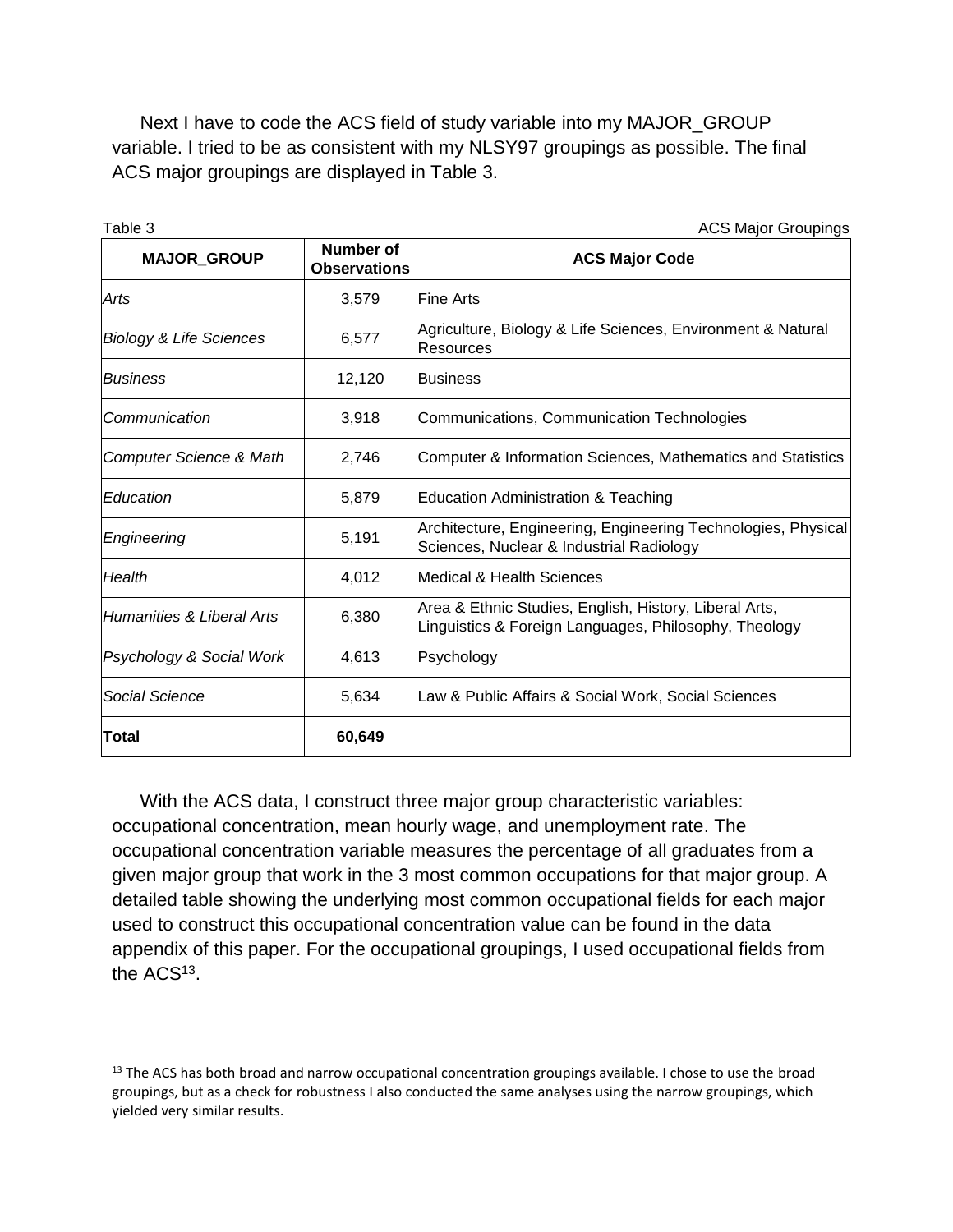Next I have to code the ACS field of study variable into my MAJOR_GROUP variable. I tried to be as consistent with my NLSY97 groupings as possible. The final ACS major groupings are displayed in Table 3.

Table 3 ACS Major Groupings

| MAJOR_GROUP | Number of Observations | ACS Major Code |
|---|---|---|
| *Arts* | 3,579 | Fine Arts |
| *Biology & Life Sciences* | 6,577 | Agriculture, Biology & Life Sciences, Environment & Natural Resources |
| *Business* | 12,120 | Business |
| *Communication* | 3,918 | Communications, Communication Technologies |
| *Computer Science & Math* | 2,746 | Computer & Information Sciences, Mathematics and Statistics |
| *Education* | 5,879 | Education Administration & Teaching |
| *Engineering* | 5,191 | Architecture, Engineering, Engineering Technologies, Physical Sciences, Nuclear & Industrial Radiology |
| *Health* | 4,012 | Medical & Health Sciences |
| *Humanities & Liberal Arts* | 6,380 | Area & Ethnic Studies, English, History, Liberal Arts, Linguistics & Foreign Languages, Philosophy, Theology |
| *Psychology & Social Work* | 4,613 | Psychology |
| *Social Science* | 5,634 | Law & Public Affairs & Social Work, Social Sciences |
| **Total** | **60,649** | |

With the ACS data, I construct three major group characteristic variables: occupational concentration, mean hourly wage, and unemployment rate. The occupational concentration variable measures the percentage of all graduates from a given major group that work in the 3 most common occupations for that major group. A detailed table showing the underlying most common occupational fields for each major used to construct this occupational concentration value can be found in the data appendix of this paper. For the occupational groupings, I used occupational fields from the ACS[13].

[13] The ACS has both broad and narrow occupational concentration groupings available. I chose to use the broad groupings, but as a check for robustness I also conducted the same analyses using the narrow groupings, which yielded very similar results.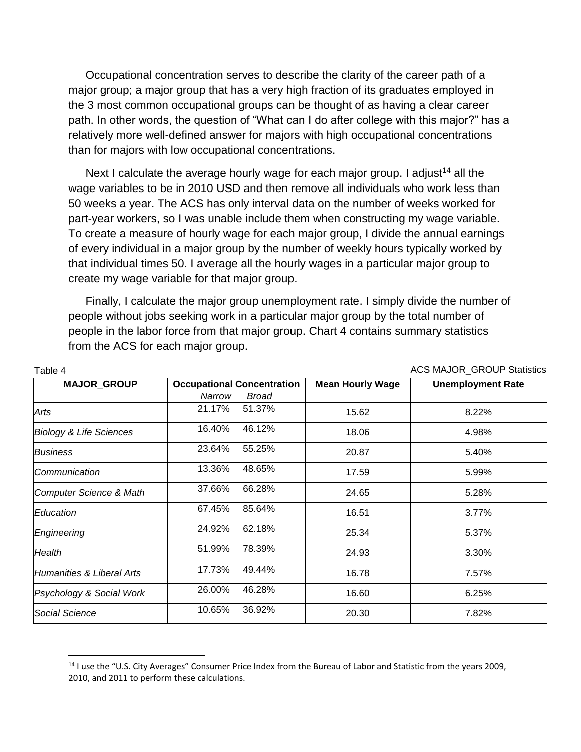Occupational concentration serves to describe the clarity of the career path of a major group; a major group that has a very high fraction of its graduates employed in the 3 most common occupational groups can be thought of as having a clear career path. In other words, the question of "What can I do after college with this major?" has a relatively more well-defined answer for majors with high occupational concentrations than for majors with low occupational concentrations.

Next I calculate the average hourly wage for each major group. I adjust[14] all the wage variables to be in 2010 USD and then remove all individuals who work less than 50 weeks a year. The ACS has only interval data on the number of weeks worked for part-year workers, so I was unable include them when constructing my wage variable. To create a measure of hourly wage for each major group, I divide the annual earnings of every individual in a major group by the number of weekly hours typically worked by that individual times 50. I average all the hourly wages in a particular major group to create my wage variable for that major group.

Finally, I calculate the major group unemployment rate. I simply divide the number of people without jobs seeking work in a particular major group by the total number of people in the labor force from that major group. Chart 4 contains summary statistics from the ACS for each major group.

Table 4 — ACS MAJOR_GROUP Statistics

| MAJOR_GROUP | Occupational Concentration | | Mean Hourly Wage | Unemployment Rate |
|---|---|---|---|---|
| | *Narrow* | *Broad* | | |
| *Arts* | 21.17% | 51.37% | 15.62 | 8.22% |
| *Biology & Life Sciences* | 16.40% | 46.12% | 18.06 | 4.98% |
| *Business* | 23.64% | 55.25% | 20.87 | 5.40% |
| *Communication* | 13.36% | 48.65% | 17.59 | 5.99% |
| *Computer Science & Math* | 37.66% | 66.28% | 24.65 | 5.28% |
| *Education* | 67.45% | 85.64% | 16.51 | 3.77% |
| *Engineering* | 24.92% | 62.18% | 25.34 | 5.37% |
| *Health* | 51.99% | 78.39% | 24.93 | 3.30% |
| *Humanities & Liberal Arts* | 17.73% | 49.44% | 16.78 | 7.57% |
| *Psychology & Social Work* | 26.00% | 46.28% | 16.60 | 6.25% |
| *Social Science* | 10.65% | 36.92% | 20.30 | 7.82% |

[14] I use the "U.S. City Averages" Consumer Price Index from the Bureau of Labor and Statistic from the years 2009, 2010, and 2011 to perform these calculations.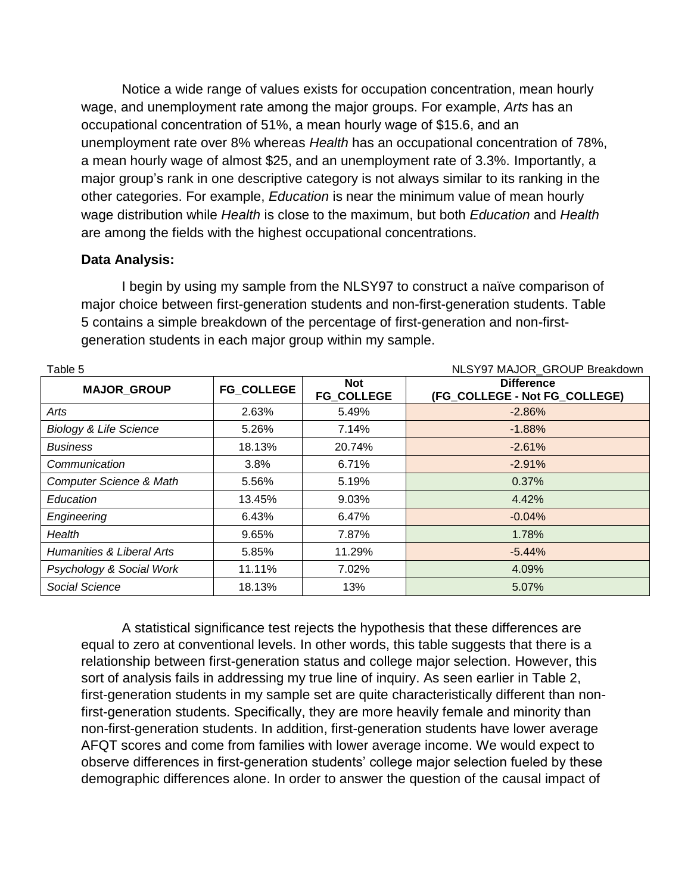Notice a wide range of values exists for occupation concentration, mean hourly wage, and unemployment rate among the major groups. For example, *Arts* has an occupational concentration of 51%, a mean hourly wage of $15.6, and an unemployment rate over 8% whereas *Health* has an occupational concentration of 78%, a mean hourly wage of almost $25, and an unemployment rate of 3.3%. Importantly, a major group's rank in one descriptive category is not always similar to its ranking in the other categories. For example, *Education* is near the minimum value of mean hourly wage distribution while *Health* is close to the maximum, but both *Education* and *Health* are among the fields with the highest occupational concentrations.

**Data Analysis:**

I begin by using my sample from the NLSY97 to construct a naïve comparison of major choice between first-generation students and non-first-generation students. Table 5 contains a simple breakdown of the percentage of first-generation and non-first-generation students in each major group within my sample.

Table 5 — NLSY97 MAJOR_GROUP Breakdown

| MAJOR_GROUP | FG_COLLEGE | Not FG_COLLEGE | Difference (FG_COLLEGE - Not FG_COLLEGE) |
|---|---|---|---|
| *Arts* | 2.63% | 5.49% | -2.86% |
| *Biology & Life Science* | 5.26% | 7.14% | -1.88% |
| *Business* | 18.13% | 20.74% | -2.61% |
| *Communication* | 3.8% | 6.71% | -2.91% |
| *Computer Science & Math* | 5.56% | 5.19% | 0.37% |
| *Education* | 13.45% | 9.03% | 4.42% |
| *Engineering* | 6.43% | 6.47% | -0.04% |
| *Health* | 9.65% | 7.87% | 1.78% |
| *Humanities & Liberal Arts* | 5.85% | 11.29% | -5.44% |
| *Psychology & Social Work* | 11.11% | 7.02% | 4.09% |
| *Social Science* | 18.13% | 13% | 5.07% |

A statistical significance test rejects the hypothesis that these differences are equal to zero at conventional levels. In other words, this table suggests that there is a relationship between first-generation status and college major selection. However, this sort of analysis fails in addressing my true line of inquiry. As seen earlier in Table 2, first-generation students in my sample set are quite characteristically different than non-first-generation students. Specifically, they are more heavily female and minority than non-first-generation students. In addition, first-generation students have lower average AFQT scores and come from families with lower average income. We would expect to observe differences in first-generation students' college major selection fueled by these demographic differences alone. In order to answer the question of the causal impact of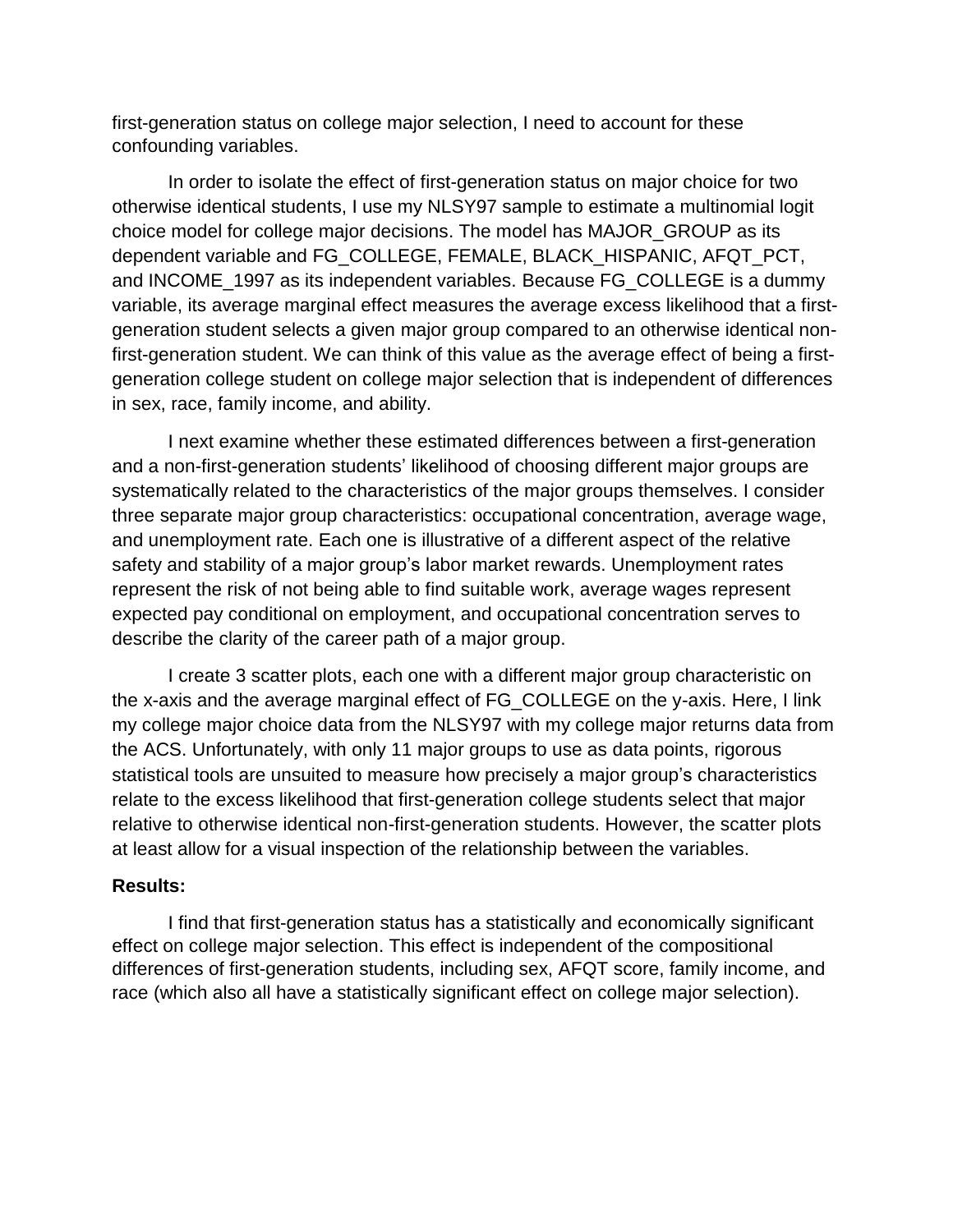first-generation status on college major selection, I need to account for these confounding variables.

In order to isolate the effect of first-generation status on major choice for two otherwise identical students, I use my NLSY97 sample to estimate a multinomial logit choice model for college major decisions. The model has MAJOR_GROUP as its dependent variable and FG_COLLEGE, FEMALE, BLACK_HISPANIC, AFQT_PCT, and INCOME_1997 as its independent variables. Because FG_COLLEGE is a dummy variable, its average marginal effect measures the average excess likelihood that a first-generation student selects a given major group compared to an otherwise identical non-first-generation student. We can think of this value as the average effect of being a first-generation college student on college major selection that is independent of differences in sex, race, family income, and ability.

I next examine whether these estimated differences between a first-generation and a non-first-generation students' likelihood of choosing different major groups are systematically related to the characteristics of the major groups themselves. I consider three separate major group characteristics: occupational concentration, average wage, and unemployment rate. Each one is illustrative of a different aspect of the relative safety and stability of a major group's labor market rewards. Unemployment rates represent the risk of not being able to find suitable work, average wages represent expected pay conditional on employment, and occupational concentration serves to describe the clarity of the career path of a major group.

I create 3 scatter plots, each one with a different major group characteristic on the x-axis and the average marginal effect of FG_COLLEGE on the y-axis. Here, I link my college major choice data from the NLSY97 with my college major returns data from the ACS. Unfortunately, with only 11 major groups to use as data points, rigorous statistical tools are unsuited to measure how precisely a major group's characteristics relate to the excess likelihood that first-generation college students select that major relative to otherwise identical non-first-generation students. However, the scatter plots at least allow for a visual inspection of the relationship between the variables.

**Results:**

I find that first-generation status has a statistically and economically significant effect on college major selection. This effect is independent of the compositional differences of first-generation students, including sex, AFQT score, family income, and race (which also all have a statistically significant effect on college major selection).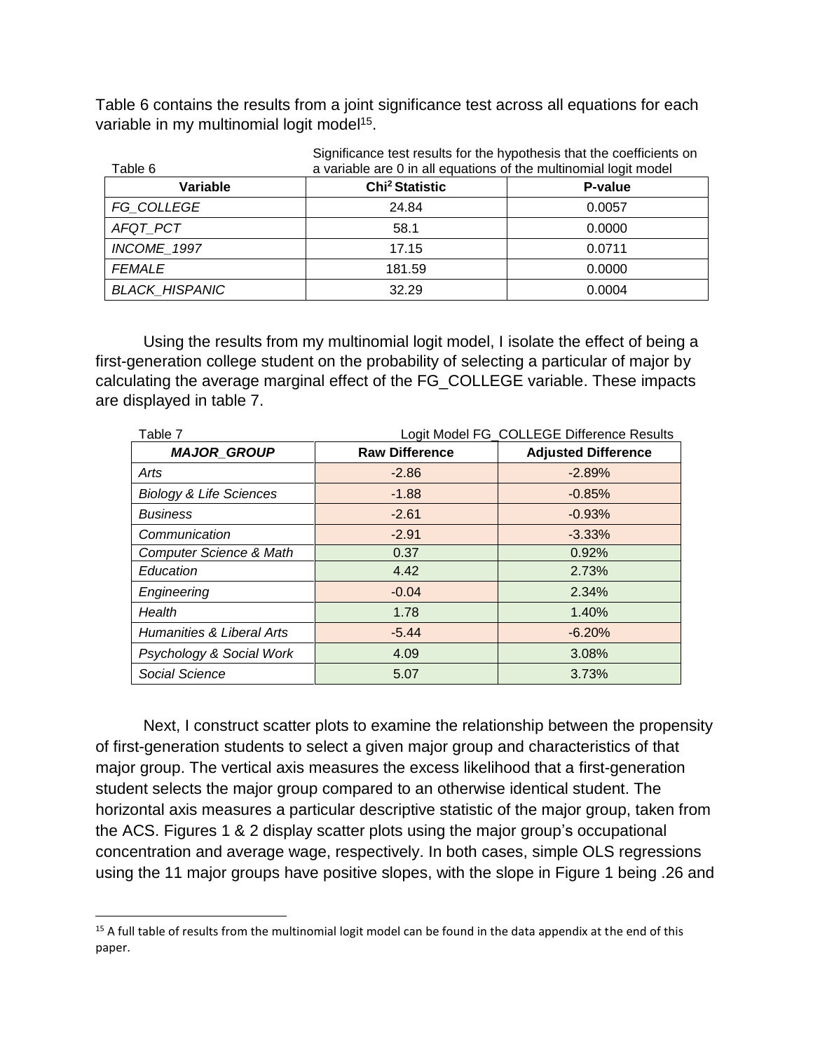Table 6 contains the results from a joint significance test across all equations for each variable in my multinomial logit model[15].

Table 6 — Significance test results for the hypothesis that the coefficients on a variable are 0 in all equations of the multinomial logit model

| Variable | $Chi^2$ Statistic | P-value |
|---|---|---|
| *FG_COLLEGE* | 24.84 | 0.0057 |
| *AFQT_PCT* | 58.1 | 0.0000 |
| *INCOME_1997* | 17.15 | 0.0711 |
| *FEMALE* | 181.59 | 0.0000 |
| *BLACK_HISPANIC* | 32.29 | 0.0004 |

Using the results from my multinomial logit model, I isolate the effect of being a first-generation college student on the probability of selecting a particular of major by calculating the average marginal effect of the FG_COLLEGE variable. These impacts are displayed in table 7.

Table 7 — Logit Model FG_COLLEGE Difference Results

| *MAJOR_GROUP* | Raw Difference | Adjusted Difference |
|---|---|---|
| *Arts* | -2.86 | -2.89% |
| *Biology & Life Sciences* | -1.88 | -0.85% |
| *Business* | -2.61 | -0.93% |
| *Communication* | -2.91 | -3.33% |
| *Computer Science & Math* | 0.37 | 0.92% |
| *Education* | 4.42 | 2.73% |
| *Engineering* | -0.04 | 2.34% |
| *Health* | 1.78 | 1.40% |
| *Humanities & Liberal Arts* | -5.44 | -6.20% |
| *Psychology & Social Work* | 4.09 | 3.08% |
| *Social Science* | 5.07 | 3.73% |

Next, I construct scatter plots to examine the relationship between the propensity of first-generation students to select a given major group and characteristics of that major group. The vertical axis measures the excess likelihood that a first-generation student selects the major group compared to an otherwise identical student. The horizontal axis measures a particular descriptive statistic of the major group, taken from the ACS. Figures 1 & 2 display scatter plots using the major group's occupational concentration and average wage, respectively. In both cases, simple OLS regressions using the 11 major groups have positive slopes, with the slope in Figure 1 being .26 and

[15] A full table of results from the multinomial logit model can be found in the data appendix at the end of this paper.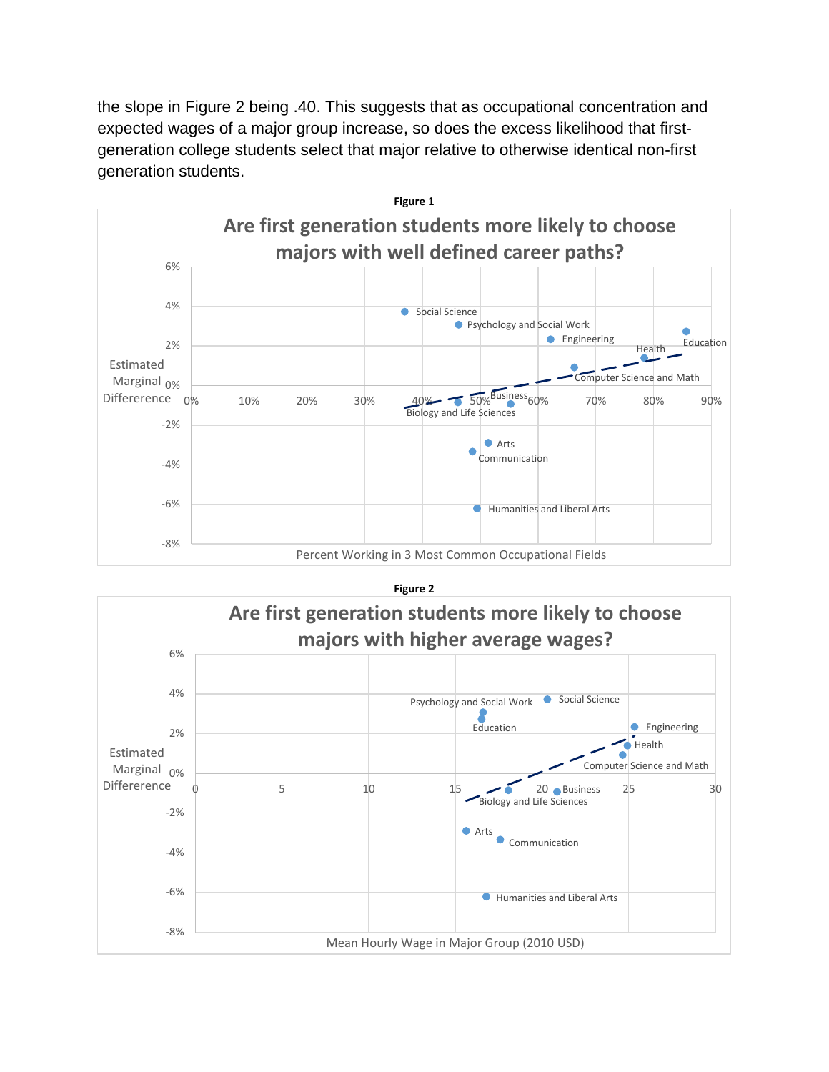the slope in Figure 2 being .40. This suggests that as occupational concentration and expected wages of a major group increase, so does the excess likelihood that first-generation college students select that major relative to otherwise identical non-first generation students.

**Figure 1**

**Figure 2**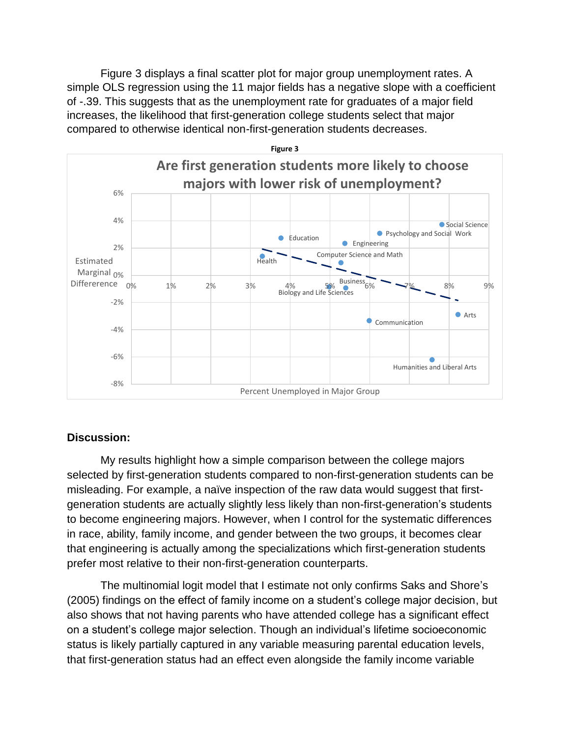Figure 3 displays a final scatter plot for major group unemployment rates. A simple OLS regression using the 11 major fields has a negative slope with a coefficient of -.39. This suggests that as the unemployment rate for graduates of a major field increases, the likelihood that first-generation college students select that major compared to otherwise identical non-first-generation students decreases.

**Figure 3**

**Are first generation students more likely to choose majors with lower risk of unemployment?**

Estimated Marginal Differerence

Percent Unemployed in Major Group

Social Science, Psychology and Social Work, Education, Engineering, Computer Science and Math, Health, Business, Biology and Life Sciences, Arts, Communication, Humanities and Liberal Arts

## Discussion:

My results highlight how a simple comparison between the college majors selected by first-generation students compared to non-first-generation students can be misleading. For example, a naïve inspection of the raw data would suggest that first-generation students are actually slightly less likely than non-first-generation's students to become engineering majors. However, when I control for the systematic differences in race, ability, family income, and gender between the two groups, it becomes clear that engineering is actually among the specializations which first-generation students prefer most relative to their non-first-generation counterparts.

The multinomial logit model that I estimate not only confirms Saks and Shore's (2005) findings on the effect of family income on a student's college major decision, but also shows that not having parents who have attended college has a significant effect on a student's college major selection. Though an individual's lifetime socioeconomic status is likely partially captured in any variable measuring parental education levels, that first-generation status had an effect even alongside the family income variable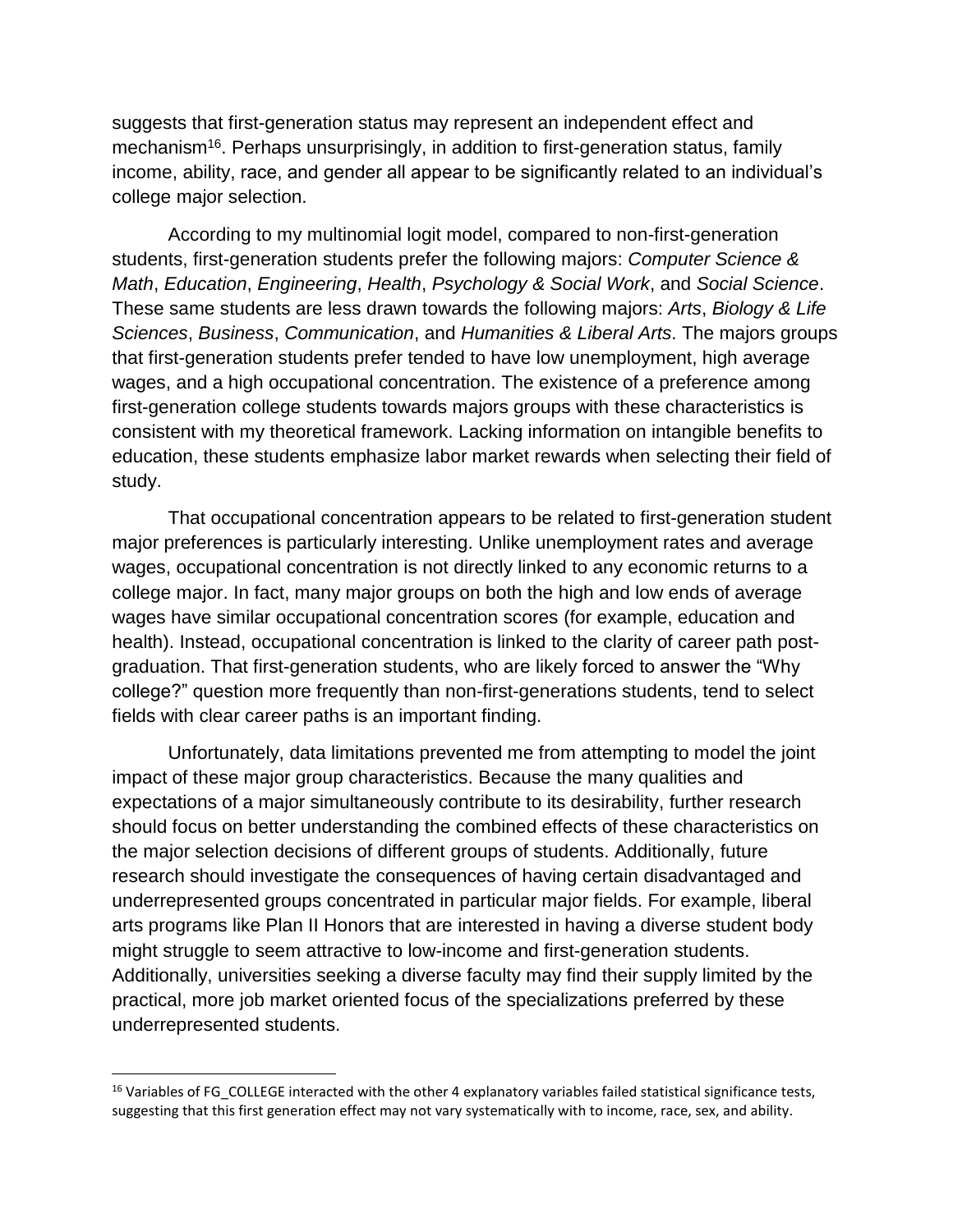suggests that first-generation status may represent an independent effect and mechanism[16]. Perhaps unsurprisingly, in addition to first-generation status, family income, ability, race, and gender all appear to be significantly related to an individual's college major selection.

According to my multinomial logit model, compared to non-first-generation students, first-generation students prefer the following majors: *Computer Science & Math*, *Education*, *Engineering*, *Health*, *Psychology & Social Work*, and *Social Science*. These same students are less drawn towards the following majors: *Arts*, *Biology & Life Sciences*, *Business*, *Communication*, and *Humanities & Liberal Arts*. The majors groups that first-generation students prefer tended to have low unemployment, high average wages, and a high occupational concentration. The existence of a preference among first-generation college students towards majors groups with these characteristics is consistent with my theoretical framework. Lacking information on intangible benefits to education, these students emphasize labor market rewards when selecting their field of study.

That occupational concentration appears to be related to first-generation student major preferences is particularly interesting. Unlike unemployment rates and average wages, occupational concentration is not directly linked to any economic returns to a college major. In fact, many major groups on both the high and low ends of average wages have similar occupational concentration scores (for example, education and health). Instead, occupational concentration is linked to the clarity of career path post-graduation. That first-generation students, who are likely forced to answer the "Why college?" question more frequently than non-first-generations students, tend to select fields with clear career paths is an important finding.

Unfortunately, data limitations prevented me from attempting to model the joint impact of these major group characteristics. Because the many qualities and expectations of a major simultaneously contribute to its desirability, further research should focus on better understanding the combined effects of these characteristics on the major selection decisions of different groups of students. Additionally, future research should investigate the consequences of having certain disadvantaged and underrepresented groups concentrated in particular major fields. For example, liberal arts programs like Plan II Honors that are interested in having a diverse student body might struggle to seem attractive to low-income and first-generation students. Additionally, universities seeking a diverse faculty may find their supply limited by the practical, more job market oriented focus of the specializations preferred by these underrepresented students.

---

[16] Variables of FG_COLLEGE interacted with the other 4 explanatory variables failed statistical significance tests, suggesting that this first generation effect may not vary systematically with to income, race, sex, and ability.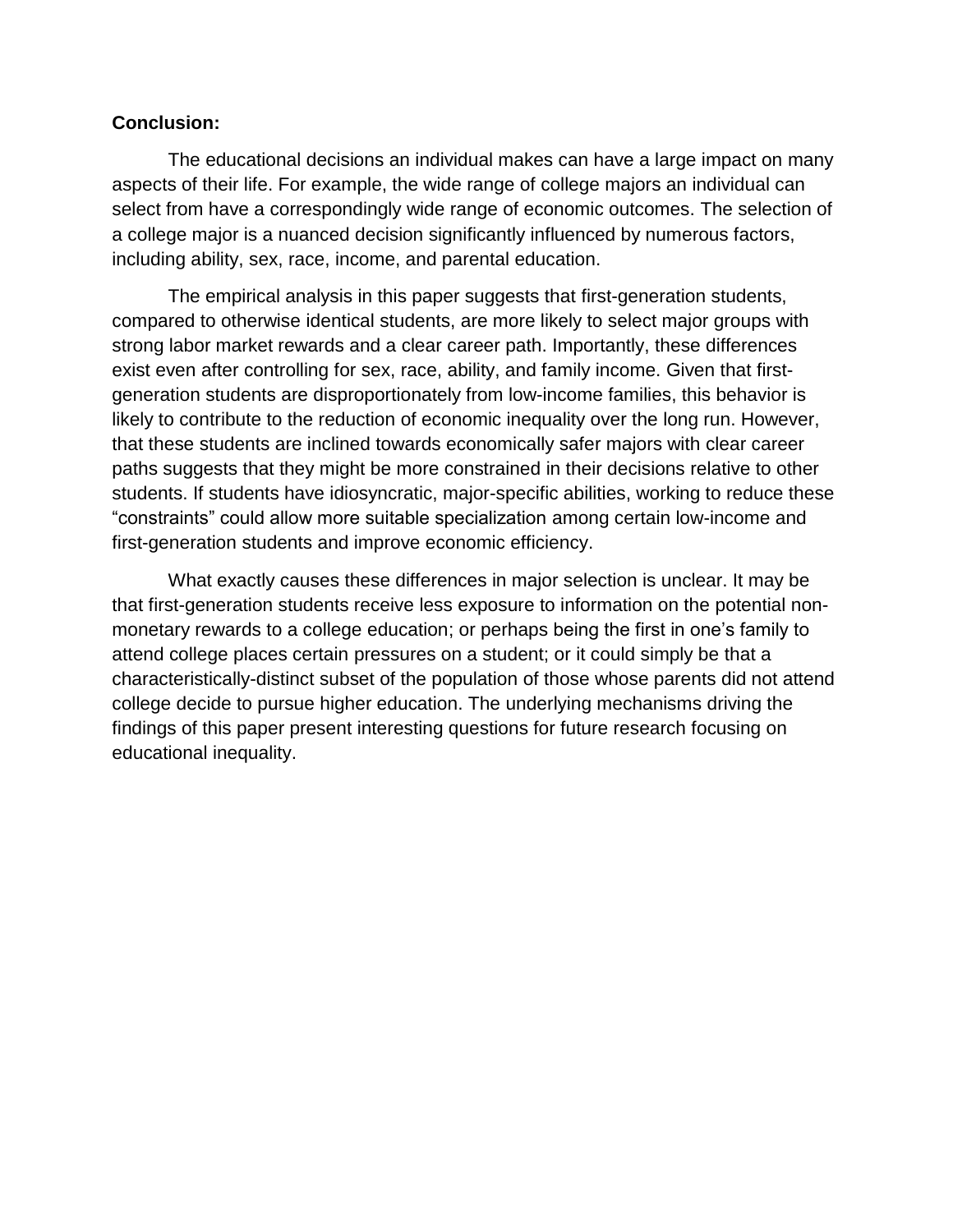**Conclusion:**

The educational decisions an individual makes can have a large impact on many aspects of their life. For example, the wide range of college majors an individual can select from have a correspondingly wide range of economic outcomes. The selection of a college major is a nuanced decision significantly influenced by numerous factors, including ability, sex, race, income, and parental education.

The empirical analysis in this paper suggests that first-generation students, compared to otherwise identical students, are more likely to select major groups with strong labor market rewards and a clear career path. Importantly, these differences exist even after controlling for sex, race, ability, and family income. Given that first-generation students are disproportionately from low-income families, this behavior is likely to contribute to the reduction of economic inequality over the long run. However, that these students are inclined towards economically safer majors with clear career paths suggests that they might be more constrained in their decisions relative to other students. If students have idiosyncratic, major-specific abilities, working to reduce these "constraints" could allow more suitable specialization among certain low-income and first-generation students and improve economic efficiency.

What exactly causes these differences in major selection is unclear. It may be that first-generation students receive less exposure to information on the potential non-monetary rewards to a college education; or perhaps being the first in one's family to attend college places certain pressures on a student; or it could simply be that a characteristically-distinct subset of the population of those whose parents did not attend college decide to pursue higher education. The underlying mechanisms driving the findings of this paper present interesting questions for future research focusing on educational inequality.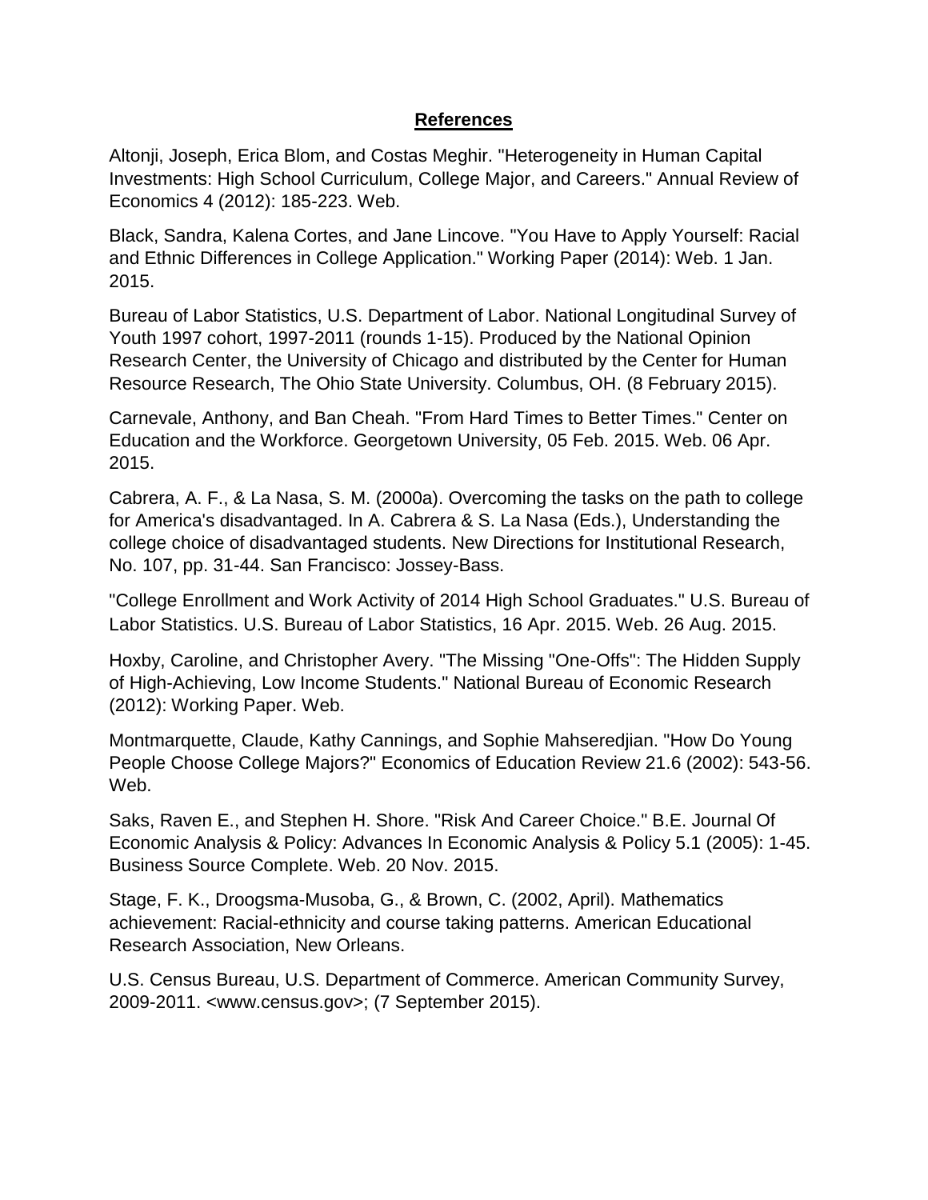# References

Altonji, Joseph, Erica Blom, and Costas Meghir. "Heterogeneity in Human Capital Investments: High School Curriculum, College Major, and Careers." Annual Review of Economics 4 (2012): 185-223. Web.

Black, Sandra, Kalena Cortes, and Jane Lincove. "You Have to Apply Yourself: Racial and Ethnic Differences in College Application." Working Paper (2014): Web. 1 Jan. 2015.

Bureau of Labor Statistics, U.S. Department of Labor. National Longitudinal Survey of Youth 1997 cohort, 1997-2011 (rounds 1-15). Produced by the National Opinion Research Center, the University of Chicago and distributed by the Center for Human Resource Research, The Ohio State University. Columbus, OH. (8 February 2015).

Carnevale, Anthony, and Ban Cheah. "From Hard Times to Better Times." Center on Education and the Workforce. Georgetown University, 05 Feb. 2015. Web. 06 Apr. 2015.

Cabrera, A. F., & La Nasa, S. M. (2000a). Overcoming the tasks on the path to college for America's disadvantaged. In A. Cabrera & S. La Nasa (Eds.), Understanding the college choice of disadvantaged students. New Directions for Institutional Research, No. 107, pp. 31-44. San Francisco: Jossey-Bass.

"College Enrollment and Work Activity of 2014 High School Graduates." U.S. Bureau of Labor Statistics. U.S. Bureau of Labor Statistics, 16 Apr. 2015. Web. 26 Aug. 2015.

Hoxby, Caroline, and Christopher Avery. "The Missing "One-Offs": The Hidden Supply of High-Achieving, Low Income Students." National Bureau of Economic Research (2012): Working Paper. Web.

Montmarquette, Claude, Kathy Cannings, and Sophie Mahseredjian. "How Do Young People Choose College Majors?" Economics of Education Review 21.6 (2002): 543-56. Web.

Saks, Raven E., and Stephen H. Shore. "Risk And Career Choice." B.E. Journal Of Economic Analysis & Policy: Advances In Economic Analysis & Policy 5.1 (2005): 1-45. Business Source Complete. Web. 20 Nov. 2015.

Stage, F. K., Droogsma-Musoba, G., & Brown, C. (2002, April). Mathematics achievement: Racial-ethnicity and course taking patterns. American Educational Research Association, New Orleans.

U.S. Census Bureau, U.S. Department of Commerce. American Community Survey, 2009-2011. <www.census.gov>; (7 September 2015).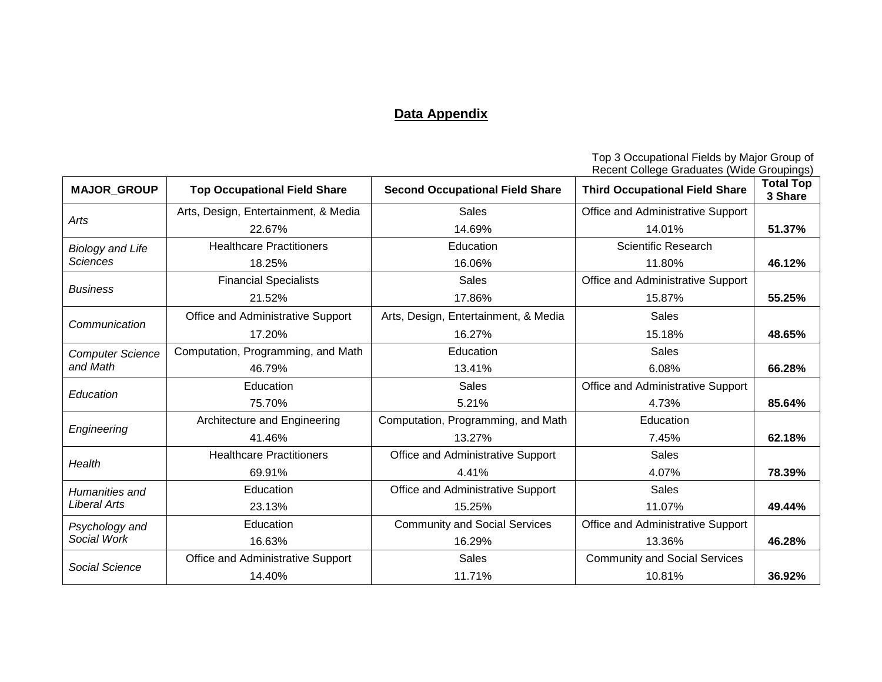## Data Appendix

Top 3 Occupational Fields by Major Group of Recent College Graduates (Wide Groupings)

| MAJOR_GROUP | Top Occupational Field Share | Second Occupational Field Share | Third Occupational Field Share | Total Top 3 Share |
|---|---|---|---|---|
| *Arts* | Arts, Design, Entertainment, & Media<br>22.67% | Sales<br>14.69% | Office and Administrative Support<br>14.01% | **51.37%** |
| *Biology and Life Sciences* | Healthcare Practitioners<br>18.25% | Education<br>16.06% | Scientific Research<br>11.80% | **46.12%** |
| *Business* | Financial Specialists<br>21.52% | Sales<br>17.86% | Office and Administrative Support<br>15.87% | **55.25%** |
| *Communication* | Office and Administrative Support<br>17.20% | Arts, Design, Entertainment, & Media<br>16.27% | Sales<br>15.18% | **48.65%** |
| *Computer Science and Math* | Computation, Programming, and Math<br>46.79% | Education<br>13.41% | Sales<br>6.08% | **66.28%** |
| *Education* | Education<br>75.70% | Sales<br>5.21% | Office and Administrative Support<br>4.73% | **85.64%** |
| *Engineering* | Architecture and Engineering<br>41.46% | Computation, Programming, and Math<br>13.27% | Education<br>7.45% | **62.18%** |
| *Health* | Healthcare Practitioners<br>69.91% | Office and Administrative Support<br>4.41% | Sales<br>4.07% | **78.39%** |
| *Humanities and Liberal Arts* | Education<br>23.13% | Office and Administrative Support<br>15.25% | Sales<br>11.07% | **49.44%** |
| *Psychology and Social Work* | Education<br>16.63% | Community and Social Services<br>16.29% | Office and Administrative Support<br>13.36% | **46.28%** |
| *Social Science* | Office and Administrative Support<br>14.40% | Sales<br>11.71% | Community and Social Services<br>10.81% | **36.92%** |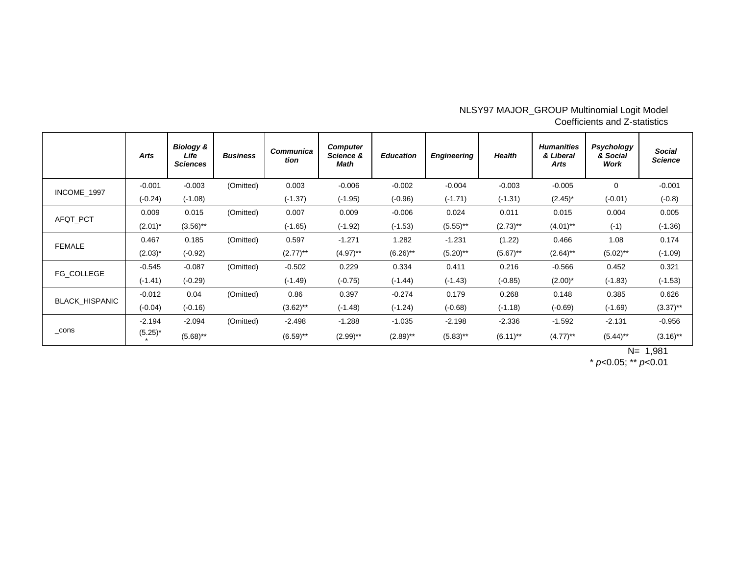NLSY97 MAJOR_GROUP Multinomial Logit Model
Coefficients and Z-statistics

| | *Arts* | *Biology & Life Sciences* | *Business* | *Communication* | *Computer Science & Math* | *Education* | *Engineering* | *Health* | *Humanities & Liberal Arts* | *Psychology & Social Work* | *Social Science* |
|---|---|---|---|---|---|---|---|---|---|---|---|
| INCOME_1997 | -0.001 | -0.003 | (Omitted) | 0.003 | -0.006 | -0.002 | -0.004 | -0.003 | -0.005 | 0 | -0.001 |
| | (-0.24) | (-1.08) | | (-1.37) | (-1.95) | (-0.96) | (-1.71) | (-1.31) | (2.45)* | (-0.01) | (-0.8) |
| AFQT_PCT | 0.009 | 0.015 | (Omitted) | 0.007 | 0.009 | -0.006 | 0.024 | 0.011 | 0.015 | 0.004 | 0.005 |
| | (2.01)* | (3.56)** | | (-1.65) | (-1.92) | (-1.53) | (5.55)** | (2.73)** | (4.01)** | (-1) | (-1.36) |
| FEMALE | 0.467 | 0.185 | (Omitted) | 0.597 | -1.271 | 1.282 | -1.231 | (1.22) | 0.466 | 1.08 | 0.174 |
| | (2.03)* | (-0.92) | | (2.77)** | (4.97)** | (6.26)** | (5.20)** | (5.67)** | (2.64)** | (5.02)** | (-1.09) |
| FG_COLLEGE | -0.545 | -0.087 | (Omitted) | -0.502 | 0.229 | 0.334 | 0.411 | 0.216 | -0.566 | 0.452 | 0.321 |
| | (-1.41) | (-0.29) | | (-1.49) | (-0.75) | (-1.44) | (-1.43) | (-0.85) | (2.00)* | (-1.83) | (-1.53) |
| BLACK_HISPANIC | -0.012 | 0.04 | (Omitted) | 0.86 | 0.397 | -0.274 | 0.179 | 0.268 | 0.148 | 0.385 | 0.626 |
| | (-0.04) | (-0.16) | | (3.62)** | (-1.48) | (-1.24) | (-0.68) | (-1.18) | (-0.69) | (-1.69) | (3.37)** |
| _cons | -2.194 | -2.094 | (Omitted) | -2.498 | -1.288 | -1.035 | -2.198 | -2.336 | -1.592 | -2.131 | -0.956 |
| | (5.25)** | (5.68)** | | (6.59)** | (2.99)** | (2.89)** | (5.83)** | (6.11)** | (4.77)** | (5.44)** | (3.16)** |

N= 1,981

* *p*<0.05; ** *p*<0.01